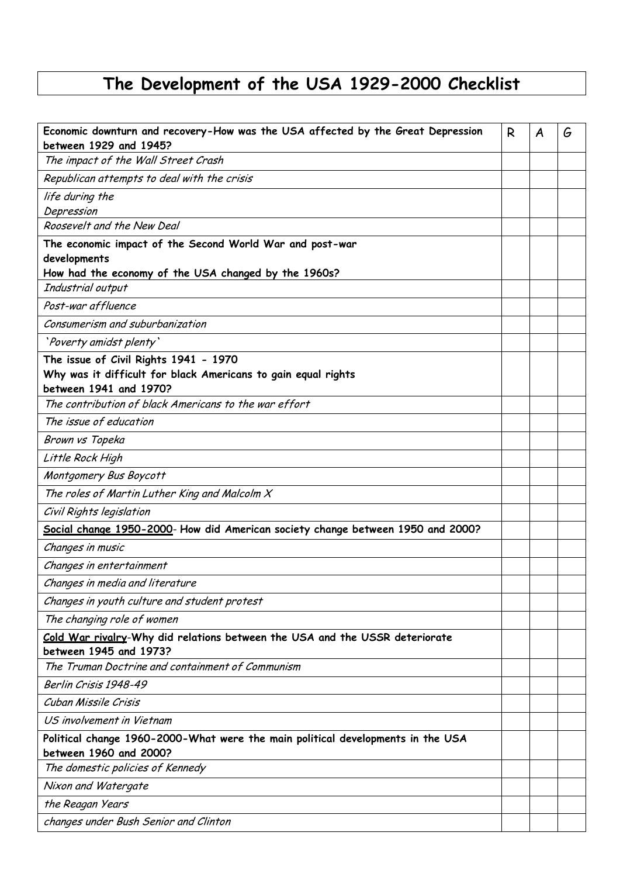# The Development of the USA 1929-2000 Checklist

| **Economic downturn and recovery-How was the USA affected by the Great Depression between 1929 and 1945?** | R | A | G |
|---|---|---|---|
| *The impact of the Wall Street Crash* | | | |
| *Republican attempts to deal with the crisis* | | | |
| *life during the Depression* | | | |
| *Roosevelt and the New Deal* | | | |
| **The economic impact of the Second World War and post-war developments How had the economy of the USA changed by the 1960s?** | | | |
| *Industrial output* | | | |
| *Post-war affluence* | | | |
| *Consumerism and suburbanization* | | | |
| *'Poverty amidst plenty'* | | | |
| **The issue of Civil Rights 1941 - 1970 Why was it difficult for black Americans to gain equal rights between 1941 and 1970?** | | | |
| *The contribution of black Americans to the war effort* | | | |
| *The issue of education* | | | |
| *Brown vs Topeka* | | | |
| *Little Rock High* | | | |
| *Montgomery Bus Boycott* | | | |
| *The roles of Martin Luther King and Malcolm X* | | | |
| *Civil Rights legislation* | | | |
| **<u>Social change 1950-2000</u>- How did American society change between 1950 and 2000?** | | | |
| *Changes in music* | | | |
| *Changes in entertainment* | | | |
| *Changes in media and literature* | | | |
| *Changes in youth culture and student protest* | | | |
| *The changing role of women* | | | |
| **<u>Cold War rivalry</u>-Why did relations between the USA and the USSR deteriorate between 1945 and 1973?** | | | |
| *The Truman Doctrine and containment of Communism* | | | |
| *Berlin Crisis 1948-49* | | | |
| *Cuban Missile Crisis* | | | |
| *US involvement in Vietnam* | | | |
| **Political change 1960-2000-What were the main political developments in the USA between 1960 and 2000?** | | | |
| *The domestic policies of Kennedy* | | | |
| *Nixon and Watergate* | | | |
| *the Reagan Years* | | | |
| *changes under Bush Senior and Clinton* | | | |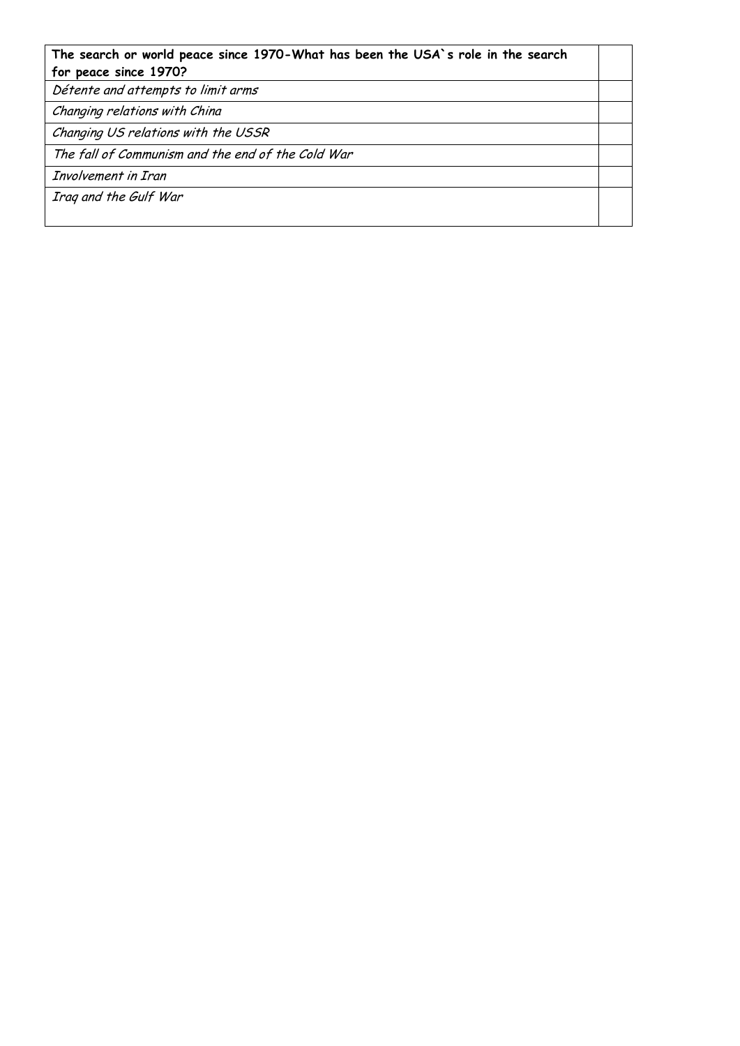| | |
|---|---|
| **The search or world peace since 1970-What has been the USA`s role in the search for peace since 1970?** | |
| *Détente and attempts to limit arms* | |
| *Changing relations with China* | |
| *Changing US relations with the USSR* | |
| *The fall of Communism and the end of the Cold War* | |
| *Involvement in Iran* | |
| *Iraq and the Gulf War* | |